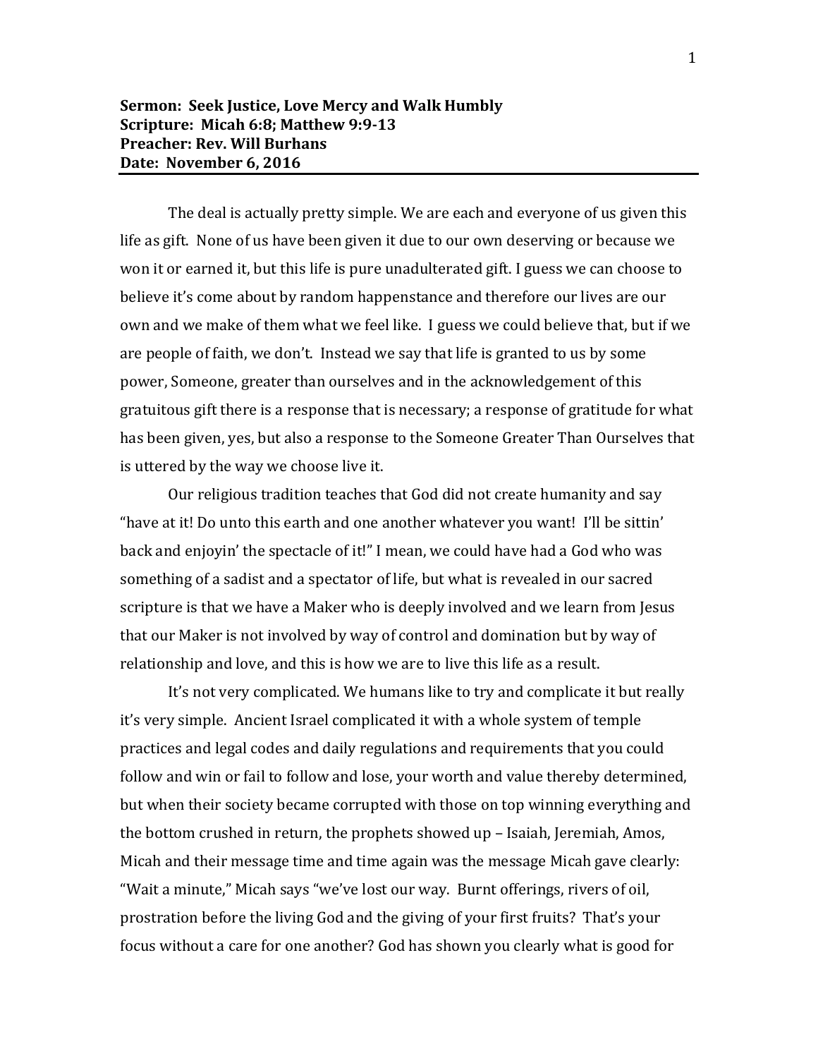**Sermon: Seek Justice, Love Mercy and Walk Humbly**
**Scripture: Micah 6:8; Matthew 9:9-13**
**Preacher: Rev. Will Burhans**
**Date: November 6, 2016**

---

The deal is actually pretty simple. We are each and everyone of us given this life as gift. None of us have been given it due to our own deserving or because we won it or earned it, but this life is pure unadulterated gift. I guess we can choose to believe it's come about by random happenstance and therefore our lives are our own and we make of them what we feel like. I guess we could believe that, but if we are people of faith, we don't. Instead we say that life is granted to us by some power, Someone, greater than ourselves and in the acknowledgement of this gratuitous gift there is a response that is necessary; a response of gratitude for what has been given, yes, but also a response to the Someone Greater Than Ourselves that is uttered by the way we choose live it.

Our religious tradition teaches that God did not create humanity and say "have at it! Do unto this earth and one another whatever you want! I'll be sittin' back and enjoyin' the spectacle of it!" I mean, we could have had a God who was something of a sadist and a spectator of life, but what is revealed in our sacred scripture is that we have a Maker who is deeply involved and we learn from Jesus that our Maker is not involved by way of control and domination but by way of relationship and love, and this is how we are to live this life as a result.

It's not very complicated. We humans like to try and complicate it but really it's very simple. Ancient Israel complicated it with a whole system of temple practices and legal codes and daily regulations and requirements that you could follow and win or fail to follow and lose, your worth and value thereby determined, but when their society became corrupted with those on top winning everything and the bottom crushed in return, the prophets showed up – Isaiah, Jeremiah, Amos, Micah and their message time and time again was the message Micah gave clearly: "Wait a minute," Micah says "we've lost our way. Burnt offerings, rivers of oil, prostration before the living God and the giving of your first fruits? That's your focus without a care for one another? God has shown you clearly what is good for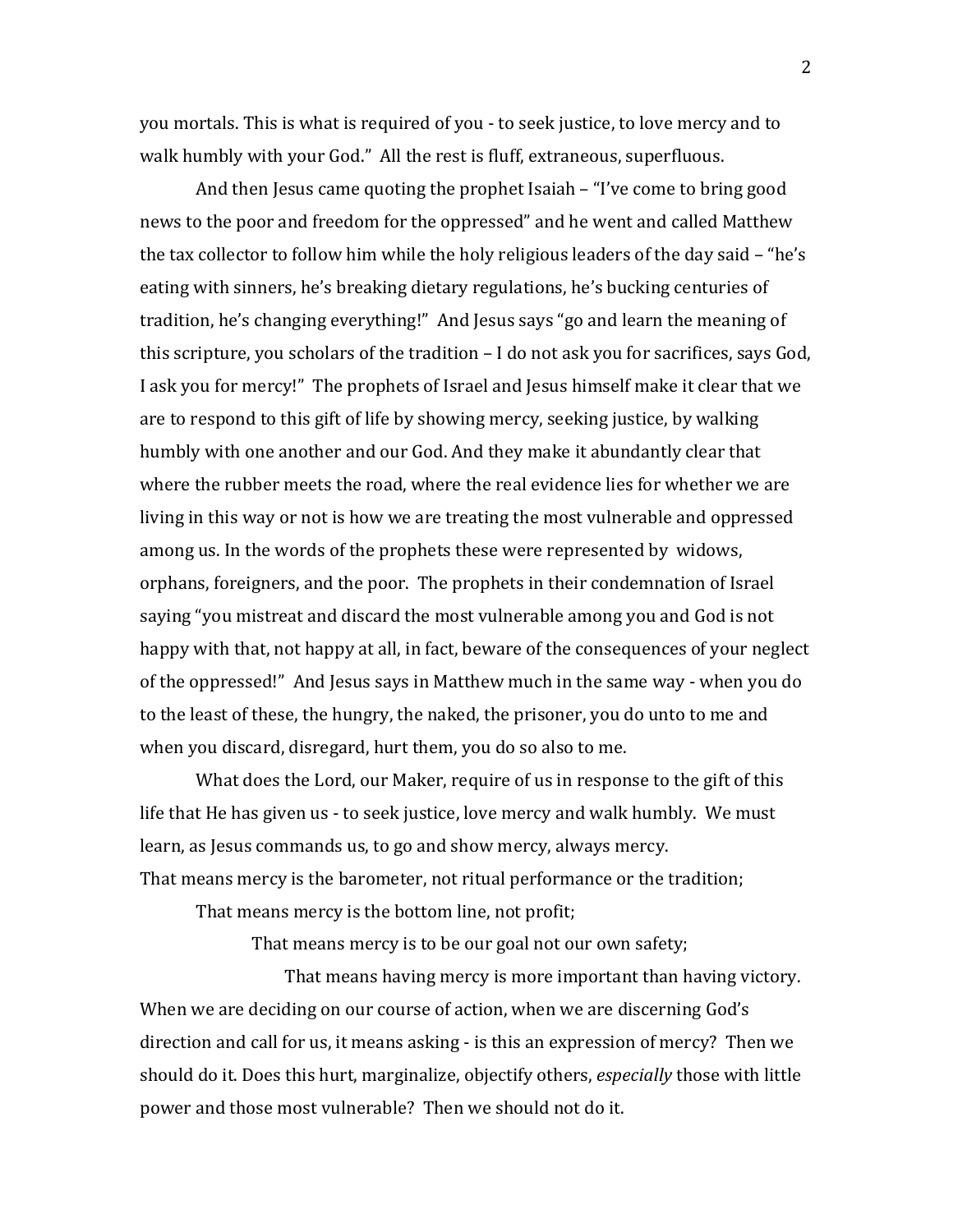you mortals. This is what is required of you - to seek justice, to love mercy and to walk humbly with your God." All the rest is fluff, extraneous, superfluous.

And then Jesus came quoting the prophet Isaiah – "I've come to bring good news to the poor and freedom for the oppressed" and he went and called Matthew the tax collector to follow him while the holy religious leaders of the day said – "he's eating with sinners, he's breaking dietary regulations, he's bucking centuries of tradition, he's changing everything!" And Jesus says "go and learn the meaning of this scripture, you scholars of the tradition – I do not ask you for sacrifices, says God, I ask you for mercy!" The prophets of Israel and Jesus himself make it clear that we are to respond to this gift of life by showing mercy, seeking justice, by walking humbly with one another and our God. And they make it abundantly clear that where the rubber meets the road, where the real evidence lies for whether we are living in this way or not is how we are treating the most vulnerable and oppressed among us. In the words of the prophets these were represented by widows, orphans, foreigners, and the poor. The prophets in their condemnation of Israel saying "you mistreat and discard the most vulnerable among you and God is not happy with that, not happy at all, in fact, beware of the consequences of your neglect of the oppressed!" And Jesus says in Matthew much in the same way - when you do to the least of these, the hungry, the naked, the prisoner, you do unto to me and when you discard, disregard, hurt them, you do so also to me.

What does the Lord, our Maker, require of us in response to the gift of this life that He has given us - to seek justice, love mercy and walk humbly. We must learn, as Jesus commands us, to go and show mercy, always mercy.

That means mercy is the barometer, not ritual performance or the tradition;

That means mercy is the bottom line, not profit;

That means mercy is to be our goal not our own safety;

That means having mercy is more important than having victory.

When we are deciding on our course of action, when we are discerning God's direction and call for us, it means asking - is this an expression of mercy? Then we should do it. Does this hurt, marginalize, objectify others, *especially* those with little power and those most vulnerable? Then we should not do it.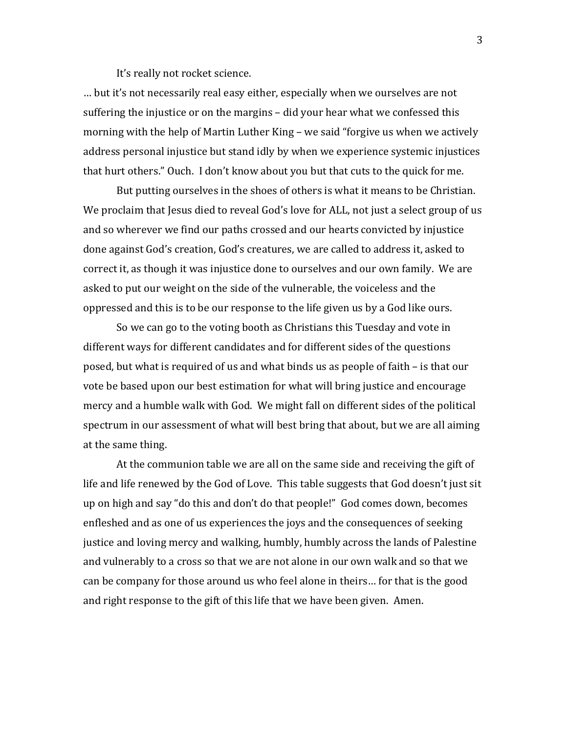It's really not rocket science.

… but it's not necessarily real easy either, especially when we ourselves are not suffering the injustice or on the margins – did your hear what we confessed this morning with the help of Martin Luther King – we said "forgive us when we actively address personal injustice but stand idly by when we experience systemic injustices that hurt others." Ouch. I don't know about you but that cuts to the quick for me.

But putting ourselves in the shoes of others is what it means to be Christian. We proclaim that Jesus died to reveal God's love for ALL, not just a select group of us and so wherever we find our paths crossed and our hearts convicted by injustice done against God's creation, God's creatures, we are called to address it, asked to correct it, as though it was injustice done to ourselves and our own family. We are asked to put our weight on the side of the vulnerable, the voiceless and the oppressed and this is to be our response to the life given us by a God like ours.

So we can go to the voting booth as Christians this Tuesday and vote in different ways for different candidates and for different sides of the questions posed, but what is required of us and what binds us as people of faith – is that our vote be based upon our best estimation for what will bring justice and encourage mercy and a humble walk with God. We might fall on different sides of the political spectrum in our assessment of what will best bring that about, but we are all aiming at the same thing.

At the communion table we are all on the same side and receiving the gift of life and life renewed by the God of Love. This table suggests that God doesn't just sit up on high and say "do this and don't do that people!" God comes down, becomes enfleshed and as one of us experiences the joys and the consequences of seeking justice and loving mercy and walking, humbly, humbly across the lands of Palestine and vulnerably to a cross so that we are not alone in our own walk and so that we can be company for those around us who feel alone in theirs… for that is the good and right response to the gift of this life that we have been given. Amen.